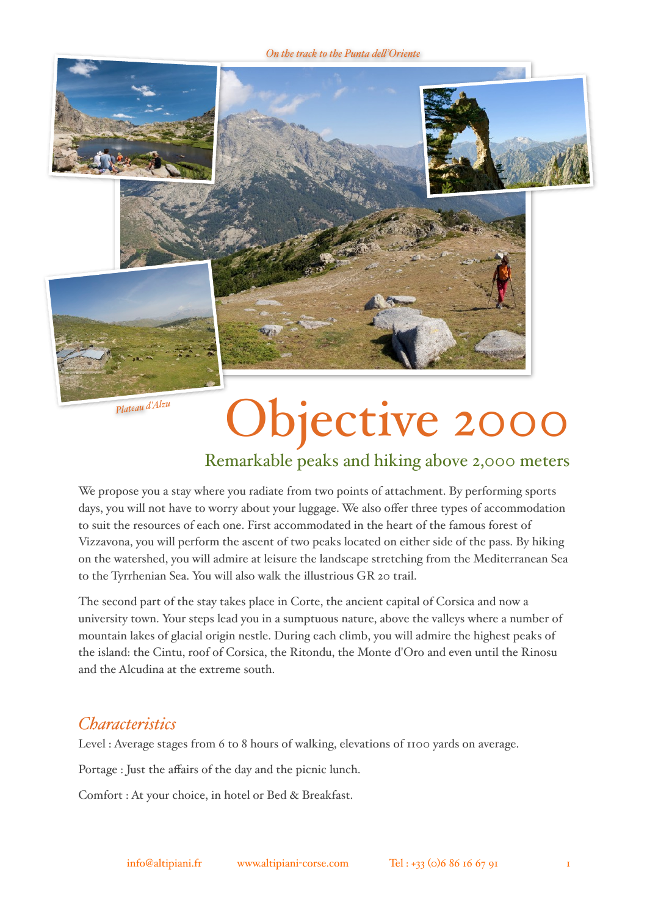*On the track to the Punta dell'Oriente*

*Plateau d'Alzu*

# Objective 2000

## Remarkable peaks and hiking above 2,000 meters

We propose you a stay where you radiate from two points of attachment. By performing sports days, you will not have to worry about your luggage. We also offer three types of accommodation to suit the resources of each one. First accommodated in the heart of the famous forest of Vizzavona, you will perform the ascent of two peaks located on either side of the pass. By hiking on the watershed, you will admire at leisure the landscape stretching from the Mediterranean Sea to the Tyrrhenian Sea. You will also walk the illustrious GR 20 trail.

The second part of the stay takes place in Corte, the ancient capital of Corsica and now a university town. Your steps lead you in a sumptuous nature, above the valleys where a number of mountain lakes of glacial origin nestle. During each climb, you will admire the highest peaks of the island: the Cintu, roof of Corsica, the Ritondu, the Monte d'Oro and even until the Rinosu and the Alcudina at the extreme south.

### *Characteristics*

Level : Average stages from 6 to 8 hours of walking, elevations of 1100 yards on average.

Portage : Just the affairs of the day and the picnic lunch.

Comfort : At your choice, in hotel or Bed & Breakfast.

info@altipiani.fr www.altipiani-corse.com Tel : +33 (0)6 86 16 67 91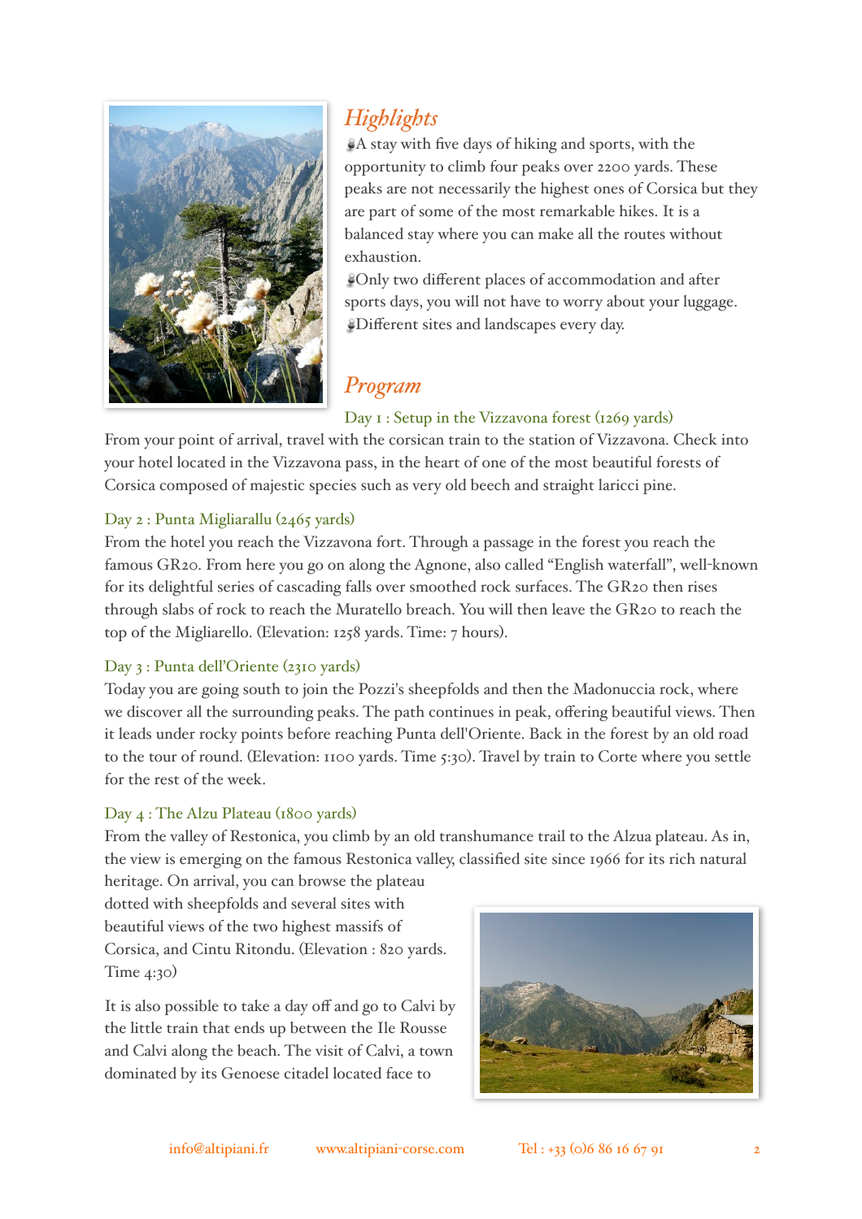## *Highlights*

- A stay with five days of hiking and sports, with the opportunity to climb four peaks over 2200 yards. These peaks are not necessarily the highest ones of Corsica but they are part of some of the most remarkable hikes. It is a balanced stay where you can make all the routes without exhaustion.
- Only two different places of accommodation and after sports days, you will not have to worry about your luggage.
- Different sites and landscapes every day.

## *Program*

### Day 1 : Setup in the Vizzavona forest (1269 yards)

From your point of arrival, travel with the corsican train to the station of Vizzavona. Check into your hotel located in the Vizzavona pass, in the heart of one of the most beautiful forests of Corsica composed of majestic species such as very old beech and straight laricci pine.

### Day 2 : Punta Migliarallu (2465 yards)

From the hotel you reach the Vizzavona fort. Through a passage in the forest you reach the famous GR20. From here you go on along the Agnone, also called "English waterfall", well-known for its delightful series of cascading falls over smoothed rock surfaces. The GR20 then rises through slabs of rock to reach the Muratello breach. You will then leave the GR20 to reach the top of the Migliarello. (Elevation: 1258 yards. Time: 7 hours).

### Day 3 : Punta dell'Oriente (2310 yards)

Today you are going south to join the Pozzi's sheepfolds and then the Madonuccia rock, where we discover all the surrounding peaks. The path continues in peak, offering beautiful views. Then it leads under rocky points before reaching Punta dell'Oriente. Back in the forest by an old road to the tour of round. (Elevation: 1100 yards. Time 5:30). Travel by train to Corte where you settle for the rest of the week.

### Day 4 : The Alzu Plateau (1800 yards)

From the valley of Restonica, you climb by an old transhumance trail to the Alzua plateau. As in, the view is emerging on the famous Restonica valley, classified site since 1966 for its rich natural heritage. On arrival, you can browse the plateau dotted with sheepfolds and several sites with beautiful views of the two highest massifs of Corsica, and Cintu Ritondu. (Elevation : 820 yards. Time 4:30)

It is also possible to take a day off and go to Calvi by the little train that ends up between the Ile Rousse and Calvi along the beach. The visit of Calvi, a town dominated by its Genoese citadel located face to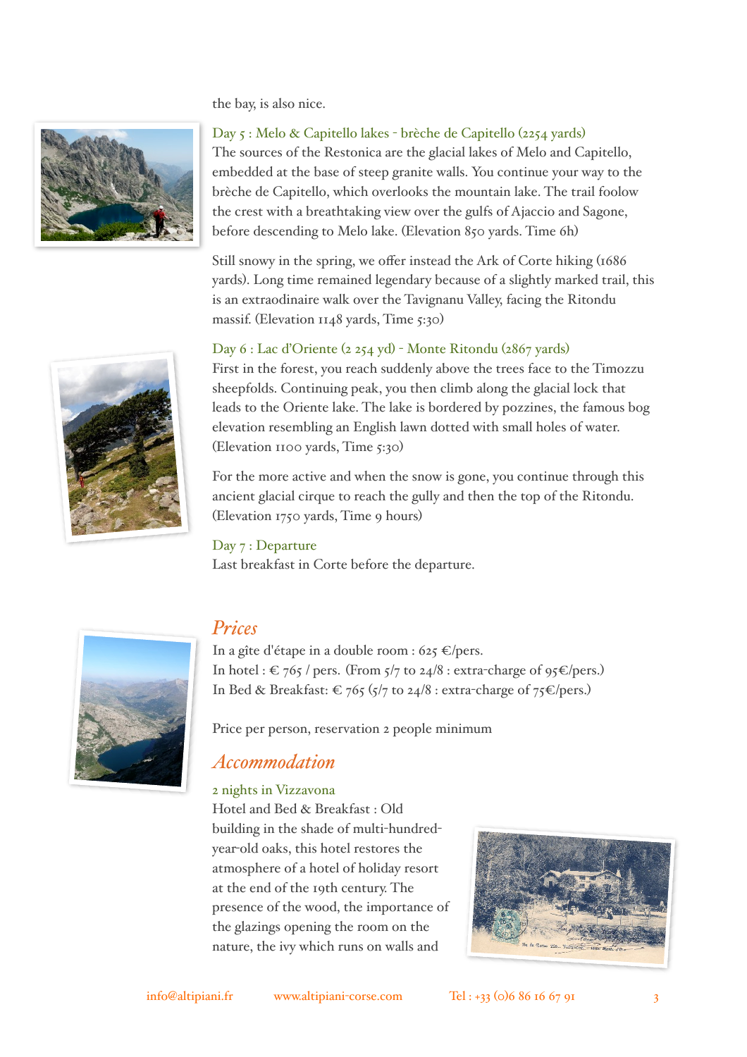the bay, is also nice.

### Day 5 : Melo & Capitello lakes - brèche de Capitello (2254 yards)

The sources of the Restonica are the glacial lakes of Melo and Capitello, embedded at the base of steep granite walls. You continue your way to the brèche de Capitello, which overlooks the mountain lake. The trail foolow the crest with a breathtaking view over the gulfs of Ajaccio and Sagone, before descending to Melo lake. (Elevation 850 yards. Time 6h)

Still snowy in the spring, we offer instead the Ark of Corte hiking (1686 yards). Long time remained legendary because of a slightly marked trail, this is an extraodinaire walk over the Tavignanu Valley, facing the Ritondu massif. (Elevation 1148 yards, Time 5:30)

### Day 6 : Lac d'Oriente (2 254 yd) - Monte Ritondu (2867 yards)

First in the forest, you reach suddenly above the trees face to the Timozzu sheepfolds. Continuing peak, you then climb along the glacial lock that leads to the Oriente lake. The lake is bordered by pozzines, the famous bog elevation resembling an English lawn dotted with small holes of water. (Elevation 1100 yards, Time 5:30)

For the more active and when the snow is gone, you continue through this ancient glacial cirque to reach the gully and then the top of the Ritondu. (Elevation 1750 yards, Time 9 hours)

### Day 7 : Departure

Last breakfast in Corte before the departure.

## *Prices*

In a gîte d'étape in a double room : 625 €/pers.
In hotel : € 765 / pers. (From 5/7 to 24/8 : extra-charge of 95€/pers.)
In Bed & Breakfast: € 765 (5/7 to 24/8 : extra-charge of 75€/pers.)

Price per person, reservation 2 people minimum

## *Accommodation*

### 2 nights in Vizzavona

Hotel and Bed & Breakfast : Old building in the shade of multi-hundred-year-old oaks, this hotel restores the atmosphere of a hotel of holiday resort at the end of the 19th century. The presence of the wood, the importance of the glazings opening the room on the nature, the ivy which runs on walls and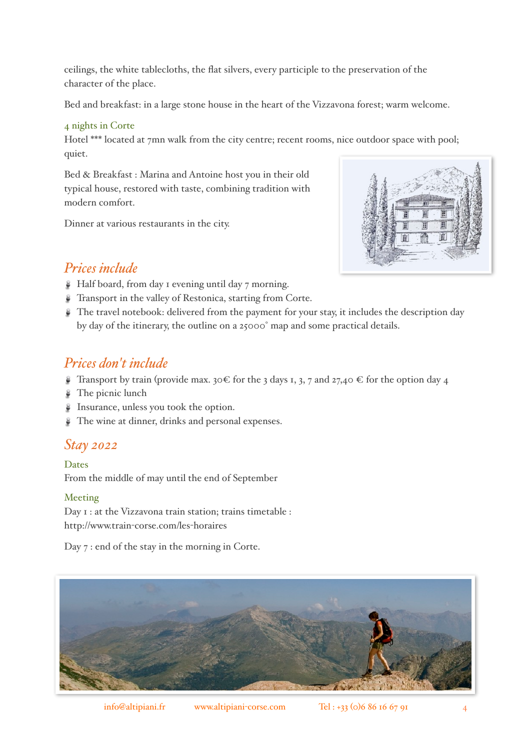ceilings, the white tablecloths, the flat silvers, every participle to the preservation of the character of the place.

Bed and breakfast: in a large stone house in the heart of the Vizzavona forest; warm welcome.

4 nights in Corte

Hotel *** located at 7mn walk from the city centre; recent rooms, nice outdoor space with pool; quiet.

Bed & Breakfast : Marina and Antoine host you in their old typical house, restored with taste, combining tradition with modern comfort.

Dinner at various restaurants in the city.

## *Prices include*

- Half board, from day 1 evening until day 7 morning.
- Transport in the valley of Restonica, starting from Corte.
- The travel notebook: delivered from the payment for your stay, it includes the description day by day of the itinerary, the outline on a 25000° map and some practical details.

## *Prices don't include*

- Transport by train (provide max. 30€ for the 3 days 1, 3, 7 and 27,40 € for the option day 4
- The picnic lunch
- Insurance, unless you took the option.
- The wine at dinner, drinks and personal expenses.

## *Stay 2022*

Dates

From the middle of may until the end of September

Meeting

Day 1 : at the Vizzavona train station; trains timetable : http://www.train-corse.com/les-horaires

Day 7 : end of the stay in the morning in Corte.

info@altipiani.fr www.altipiani-corse.com Tel : +33 (0)6 86 16 67 91